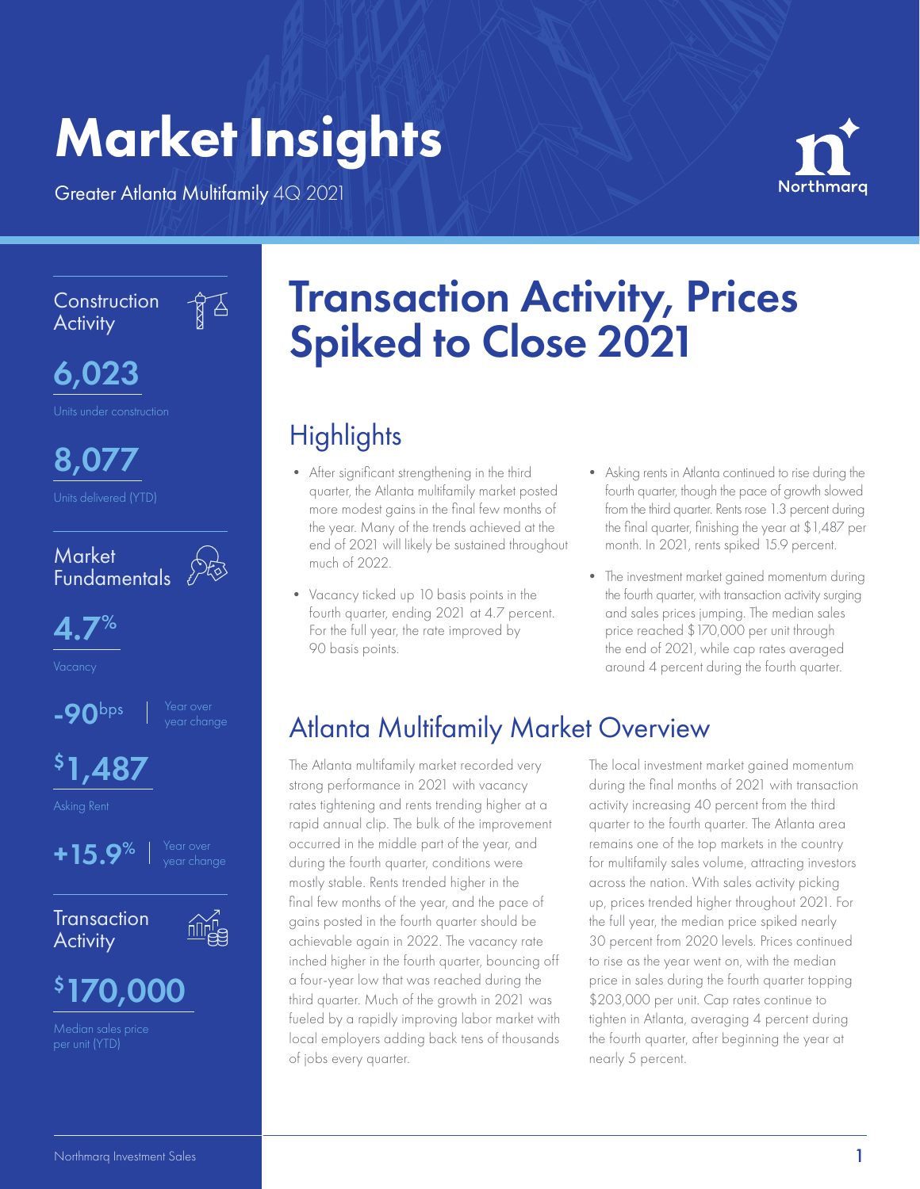# Market Insights

Greater Atlanta Multifamily 4Q 2021

Northmarq

### Construction Activity

**6,023**

Units under construction

**8,077**

Units delivered (YTD)

### Market Fundamentals

**4.7%**

Vacancy

**-90bps** | Year over year change

**$1,487**

Asking Rent

**+15.9%** | Year over year change

### Transaction Activity

**$170,000**

Median sales price per unit (YTD)

# Transaction Activity, Prices Spiked to Close 2021

## Highlights

- After significant strengthening in the third quarter, the Atlanta multifamily market posted more modest gains in the final few months of the year. Many of the trends achieved at the end of 2021 will likely be sustained throughout much of 2022.
- Vacancy ticked up 10 basis points in the fourth quarter, ending 2021 at 4.7 percent. For the full year, the rate improved by 90 basis points.
- Asking rents in Atlanta continued to rise during the fourth quarter, though the pace of growth slowed from the third quarter. Rents rose 1.3 percent during the final quarter, finishing the year at $1,487 per month. In 2021, rents spiked 15.9 percent.
- The investment market gained momentum during the fourth quarter, with transaction activity surging and sales prices jumping. The median sales price reached $170,000 per unit through the end of 2021, while cap rates averaged around 4 percent during the fourth quarter.

## Atlanta Multifamily Market Overview

The Atlanta multifamily market recorded very strong performance in 2021 with vacancy rates tightening and rents trending higher at a rapid annual clip. The bulk of the improvement occurred in the middle part of the year, and during the fourth quarter, conditions were mostly stable. Rents trended higher in the final few months of the year, and the pace of gains posted in the fourth quarter should be achievable again in 2022. The vacancy rate inched higher in the fourth quarter, bouncing off a four-year low that was reached during the third quarter. Much of the growth in 2021 was fueled by a rapidly improving labor market with local employers adding back tens of thousands of jobs every quarter.

The local investment market gained momentum during the final months of 2021 with transaction activity increasing 40 percent from the third quarter to the fourth quarter. The Atlanta area remains one of the top markets in the country for multifamily sales volume, attracting investors across the nation. With sales activity picking up, prices trended higher throughout 2021. For the full year, the median price spiked nearly 30 percent from 2020 levels. Prices continued to rise as the year went on, with the median price in sales during the fourth quarter topping $203,000 per unit. Cap rates continue to tighten in Atlanta, averaging 4 percent during the fourth quarter, after beginning the year at nearly 5 percent.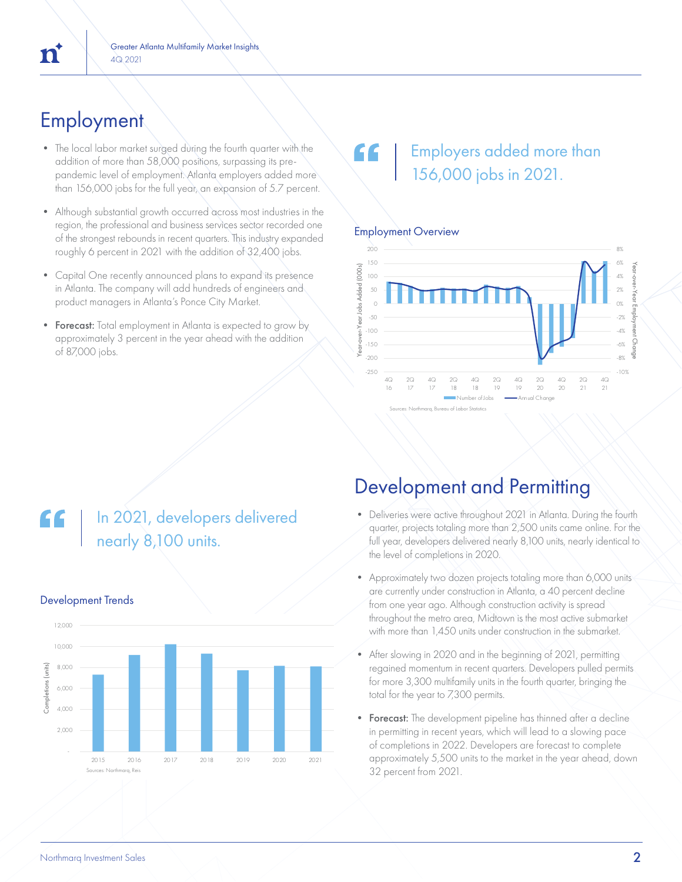## Employment

- The local labor market surged during the fourth quarter with the addition of more than 58,000 positions, surpassing its pre-pandemic level of employment. Atlanta employers added more than 156,000 jobs for the full year, an expansion of 5.7 percent.
- Although substantial growth occurred across most industries in the region, the professional and business services sector recorded one of the strongest rebounds in recent quarters. This industry expanded roughly 6 percent in 2021 with the addition of 32,400 jobs.
- Capital One recently announced plans to expand its presence in Atlanta. The company will add hundreds of engineers and product managers in Atlanta's Ponce City Market.
- **Forecast:** Total employment in Atlanta is expected to grow by approximately 3 percent in the year ahead with the addition of 87,000 jobs.

> Employers added more than 156,000 jobs in 2021.

### Employment Overview

Sources: Northmarq, Bureau of Labor Statistics

## Development and Permitting

- Deliveries were active throughout 2021 in Atlanta. During the fourth quarter, projects totaling more than 2,500 units came online. For the full year, developers delivered nearly 8,100 units, nearly identical to the level of completions in 2020.
- Approximately two dozen projects totaling more than 6,000 units are currently under construction in Atlanta, a 40 percent decline from one year ago. Although construction activity is spread throughout the metro area, Midtown is the most active submarket with more than 1,450 units under construction in the submarket.
- After slowing in 2020 and in the beginning of 2021, permitting regained momentum in recent quarters. Developers pulled permits for more 3,300 multifamily units in the fourth quarter, bringing the total for the year to 7,300 permits.
- **Forecast:** The development pipeline has thinned after a decline in permitting in recent years, which will lead to a slowing pace of completions in 2022. Developers are forecast to complete approximately 5,500 units to the market in the year ahead, down 32 percent from 2021.

> In 2021, developers delivered nearly 8,100 units.

### Development Trends

Sources: Northmarq, Reis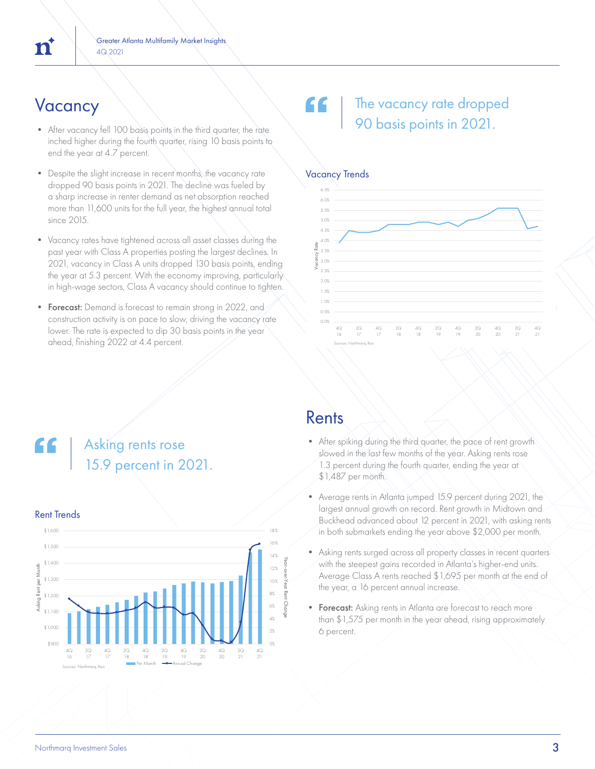## Vacancy

- After vacancy fell 100 basis points in the third quarter, the rate inched higher during the fourth quarter, rising 10 basis points to end the year at 4.7 percent.
- Despite the slight increase in recent months, the vacancy rate dropped 90 basis points in 2021. The decline was fueled by a sharp increase in renter demand as net absorption reached more than 11,600 units for the full year, the highest annual total since 2015.
- Vacancy rates have tightened across all asset classes during the past year with Class A properties posting the largest declines. In 2021, vacancy in Class A units dropped 130 basis points, ending the year at 5.3 percent. With the economy improving, particularly in high-wage sectors, Class A vacancy should continue to tighten.
- **Forecast:** Demand is forecast to remain strong in 2022, and construction activity is on pace to slow, driving the vacancy rate lower. The rate is expected to dip 30 basis points in the year ahead, finishing 2022 at 4.4 percent.

> The vacancy rate dropped 90 basis points in 2021.

### Vacancy Trends

Sources: Northmarq, Reis

> Asking rents rose 15.9 percent in 2021.

### Rent Trends

Sources: Northmarq, Reis

## Rents

- After spiking during the third quarter, the pace of rent growth slowed in the last few months of the year. Asking rents rose 1.3 percent during the fourth quarter, ending the year at $1,487 per month.
- Average rents in Atlanta jumped 15.9 percent during 2021, the largest annual growth on record. Rent growth in Midtown and Buckhead advanced about 12 percent in 2021, with asking rents in both submarkets ending the year above $2,000 per month.
- Asking rents surged across all property classes in recent quarters with the steepest gains recorded in Atlanta's higher-end units. Average Class A rents reached $1,695 per month at the end of the year, a 16 percent annual increase.
- **Forecast:** Asking rents in Atlanta are forecast to reach more than $1,575 per month in the year ahead, rising approximately 6 percent.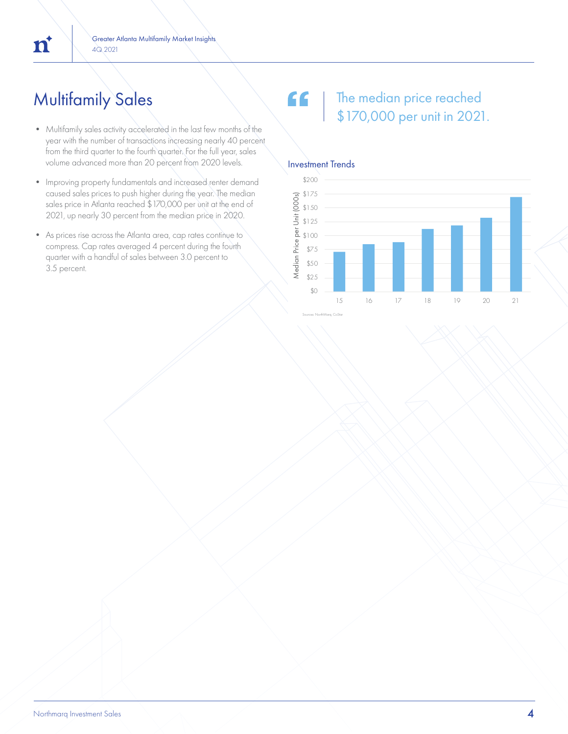# Multifamily Sales

- Multifamily sales activity accelerated in the last few months of the year with the number of transactions increasing nearly 40 percent from the third quarter to the fourth quarter. For the full year, sales volume advanced more than 20 percent from 2020 levels.
- Improving property fundamentals and increased renter demand caused sales prices to push higher during the year. The median sales price in Atlanta reached $170,000 per unit at the end of 2021, up nearly 30 percent from the median price in 2020.
- As prices rise across the Atlanta area, cap rates continue to compress. Cap rates averaged 4 percent during the fourth quarter with a handful of sales between 3.0 percent to 3.5 percent.

> The median price reached $170,000 per unit in 2021.

## Investment Trends

Median Price per Unit (000s)

Sources: NorthMarq, CoStar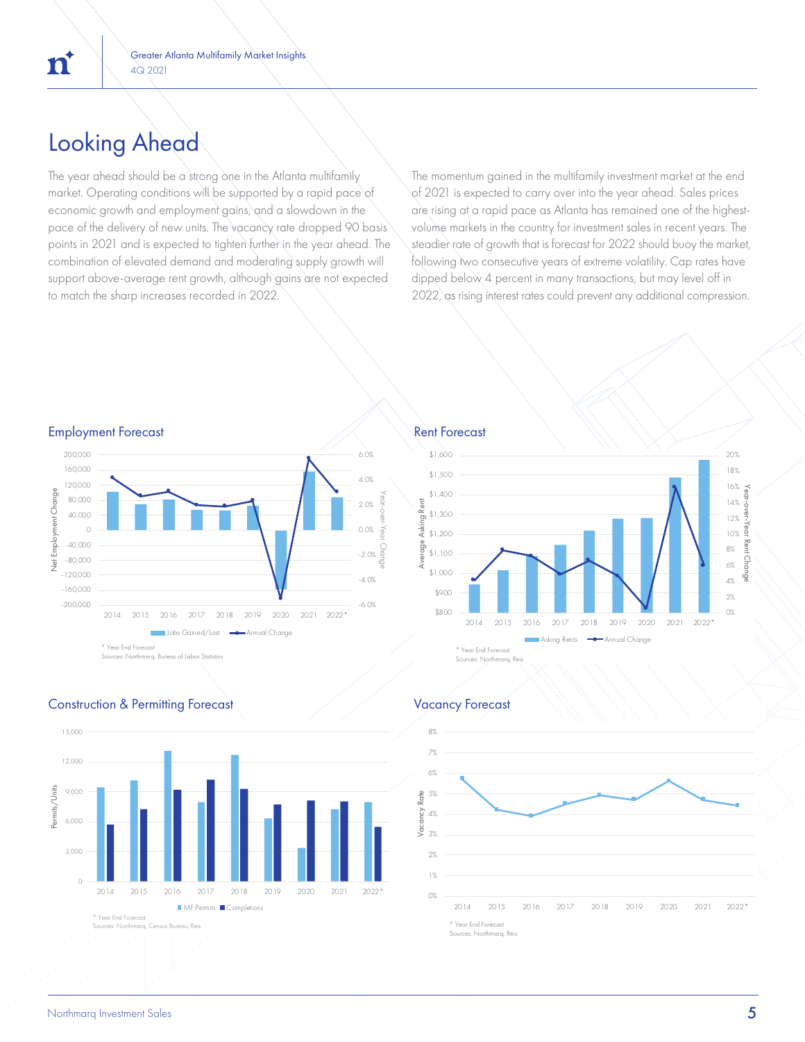# Looking Ahead

The year ahead should be a strong one in the Atlanta multifamily market. Operating conditions will be supported by a rapid pace of economic growth and employment gains, and a slowdown in the pace of the delivery of new units. The vacancy rate dropped 90 basis points in 2021 and is expected to tighten further in the year ahead. The combination of elevated demand and moderating supply growth will support above-average rent growth, although gains are not expected to match the sharp increases recorded in 2022.

The momentum gained in the multifamily investment market at the end of 2021 is expected to carry over into the year ahead. Sales prices are rising at a rapid pace as Atlanta has remained one of the highest-volume markets in the country for investment sales in recent years. The steadier rate of growth that is forecast for 2022 should buoy the market, following two consecutive years of extreme volatility. Cap rates have dipped below 4 percent in many transactions, but may level off in 2022, as rising interest rates could prevent any additional compression.

## Employment Forecast

Net Employment Change / Year-over-Year Change

Jobs Gained/Lost — Annual Change

2014, 2015, 2016, 2017, 2018, 2019, 2020, 2021, 2022*

\* Year End Forecast
Sources: Northmarq, Bureau of Labor Statistics

## Rent Forecast

Average Asking Rent / Year-over-Year Rent Change

Asking Rents — Annual Change

2014, 2015, 2016, 2017, 2018, 2019, 2020, 2021, 2022*

\* Year End Forecast
Sources: Northmarq, Reis

## Construction & Permitting Forecast

Permits/Units

MF Permits — Completions

2014, 2015, 2016, 2017, 2018, 2019, 2020, 2021, 2022*

\* Year End Forecast
Sources: Northmarq, Census Bureau, Reis

## Vacancy Forecast

Vacancy Rate

2014, 2015, 2016, 2017, 2018, 2019, 2020, 2021, 2022*

\* Year End Forecast
Sources: Northmarq, Reis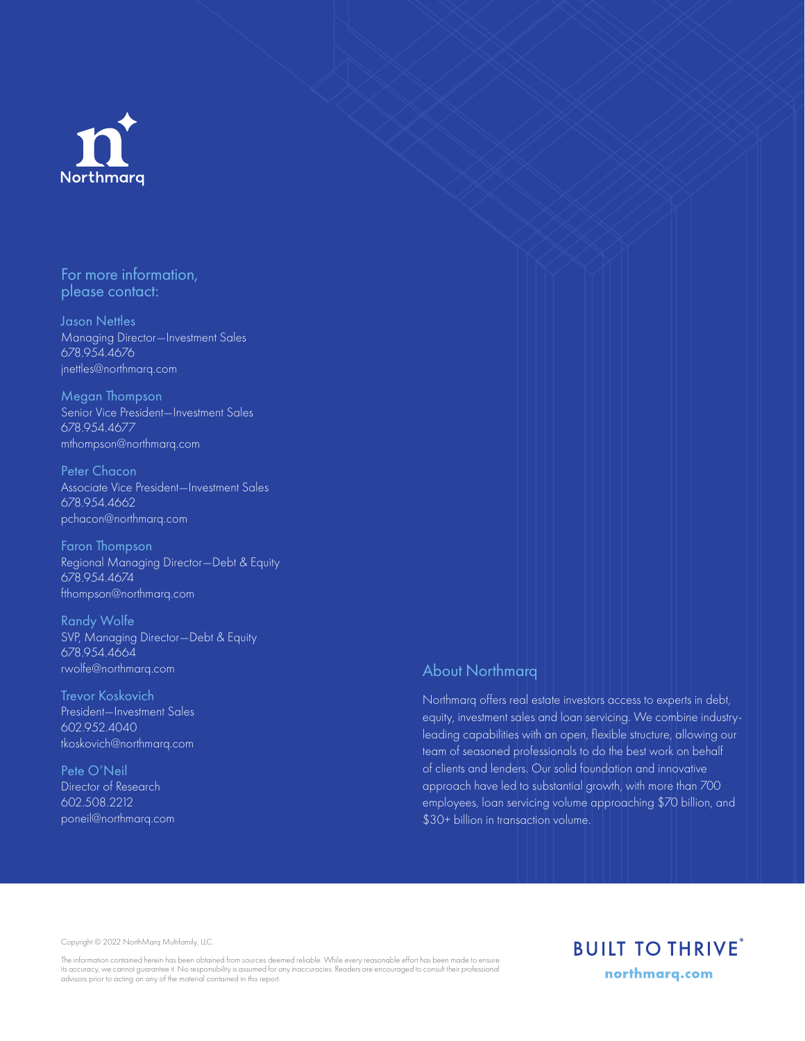Northmarq

For more information, please contact:

Jason Nettles
Managing Director—Investment Sales
678.954.4676
jnettles@northmarq.com

Megan Thompson
Senior Vice President—Investment Sales
678.954.4677
mthompson@northmarq.com

Peter Chacon
Associate Vice President—Investment Sales
678.954.4662
pchacon@northmarq.com

Faron Thompson
Regional Managing Director—Debt & Equity
678.954.4674
fthompson@northmarq.com

Randy Wolfe
SVP, Managing Director—Debt & Equity
678.954.4664
rwolfe@northmarq.com

Trevor Koskovich
President—Investment Sales
602.952.4040
tkoskovich@northmarq.com

Pete O'Neil
Director of Research
602.508.2212
poneil@northmarq.com

## About Northmarq

Northmarq offers real estate investors access to experts in debt, equity, investment sales and loan servicing. We combine industry-leading capabilities with an open, flexible structure, allowing our team of seasoned professionals to do the best work on behalf of clients and lenders. Our solid foundation and innovative approach have led to substantial growth, with more than 700 employees, loan servicing volume approaching $70 billion, and $30+ billion in transaction volume.

Copyright © 2022 NorthMarq Multifamily, LLC.

The information contained herein has been obtained from sources deemed reliable. While every reasonable effort has been made to ensure its accuracy, we cannot guarantee it. No responsibility is assumed for any inaccuracies. Readers are encouraged to consult their professional advisors prior to acting on any of the material contained in this report.

BUILT TO THRIVE®

northmarq.com